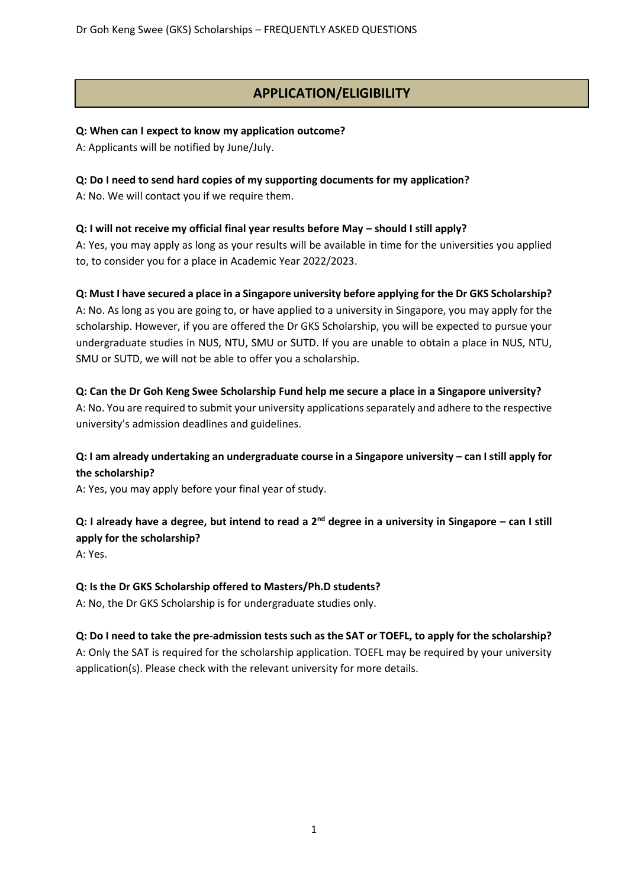## APPLICATION/ELIGIBILITY

**Q: When can I expect to know my application outcome?**
A: Applicants will be notified by June/July.

**Q: Do I need to send hard copies of my supporting documents for my application?**
A: No. We will contact you if we require them.

**Q: I will not receive my official final year results before May – should I still apply?**
A: Yes, you may apply as long as your results will be available in time for the universities you applied to, to consider you for a place in Academic Year 2022/2023.

**Q: Must I have secured a place in a Singapore university before applying for the Dr GKS Scholarship?**
A: No. As long as you are going to, or have applied to a university in Singapore, you may apply for the scholarship. However, if you are offered the Dr GKS Scholarship, you will be expected to pursue your undergraduate studies in NUS, NTU, SMU or SUTD. If you are unable to obtain a place in NUS, NTU, SMU or SUTD, we will not be able to offer you a scholarship.

**Q: Can the Dr Goh Keng Swee Scholarship Fund help me secure a place in a Singapore university?**
A: No. You are required to submit your university applications separately and adhere to the respective university's admission deadlines and guidelines.

**Q: I am already undertaking an undergraduate course in a Singapore university – can I still apply for the scholarship?**
A: Yes, you may apply before your final year of study.

**Q: I already have a degree, but intend to read a 2nd degree in a university in Singapore – can I still apply for the scholarship?**
A: Yes.

**Q: Is the Dr GKS Scholarship offered to Masters/Ph.D students?**
A: No, the Dr GKS Scholarship is for undergraduate studies only.

**Q: Do I need to take the pre-admission tests such as the SAT or TOEFL, to apply for the scholarship?**
A: Only the SAT is required for the scholarship application. TOEFL may be required by your university application(s). Please check with the relevant university for more details.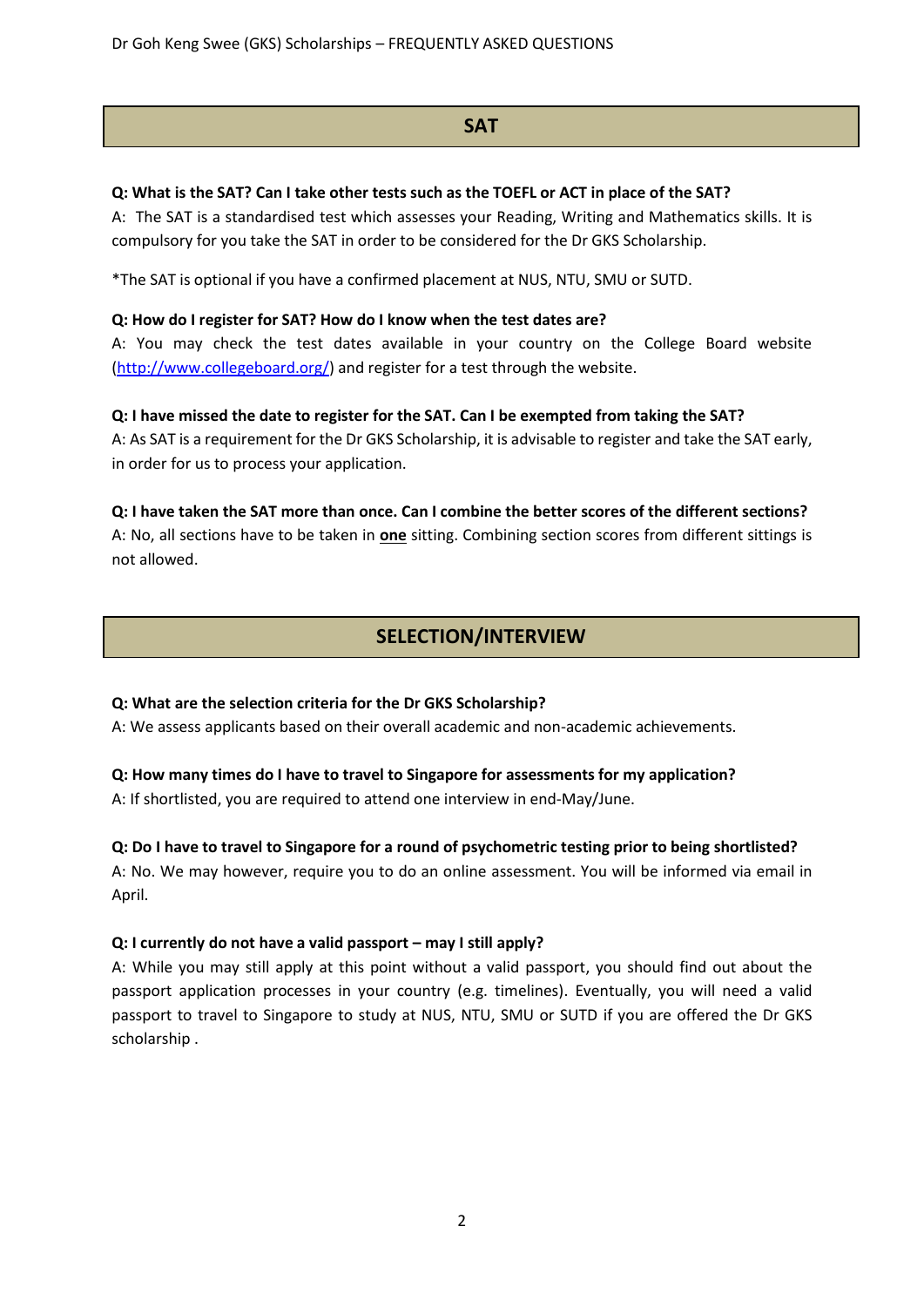## SAT

**Q: What is the SAT? Can I take other tests such as the TOEFL or ACT in place of the SAT?**

A: The SAT is a standardised test which assesses your Reading, Writing and Mathematics skills. It is compulsory for you take the SAT in order to be considered for the Dr GKS Scholarship.

*The SAT is optional if you have a confirmed placement at NUS, NTU, SMU or SUTD.

**Q: How do I register for SAT? How do I know when the test dates are?**

A: You may check the test dates available in your country on the College Board website (http://www.collegeboard.org/) and register for a test through the website.

**Q: I have missed the date to register for the SAT. Can I be exempted from taking the SAT?**

A: As SAT is a requirement for the Dr GKS Scholarship, it is advisable to register and take the SAT early, in order for us to process your application.

**Q: I have taken the SAT more than once. Can I combine the better scores of the different sections?**

A: No, all sections have to be taken in **one** sitting. Combining section scores from different sittings is not allowed.

## SELECTION/INTERVIEW

**Q: What are the selection criteria for the Dr GKS Scholarship?**

A: We assess applicants based on their overall academic and non-academic achievements.

**Q: How many times do I have to travel to Singapore for assessments for my application?**

A: If shortlisted, you are required to attend one interview in end-May/June.

**Q: Do I have to travel to Singapore for a round of psychometric testing prior to being shortlisted?**

A: No. We may however, require you to do an online assessment. You will be informed via email in April.

**Q: I currently do not have a valid passport – may I still apply?**

A: While you may still apply at this point without a valid passport, you should find out about the passport application processes in your country (e.g. timelines). Eventually, you will need a valid passport to travel to Singapore to study at NUS, NTU, SMU or SUTD if you are offered the Dr GKS scholarship .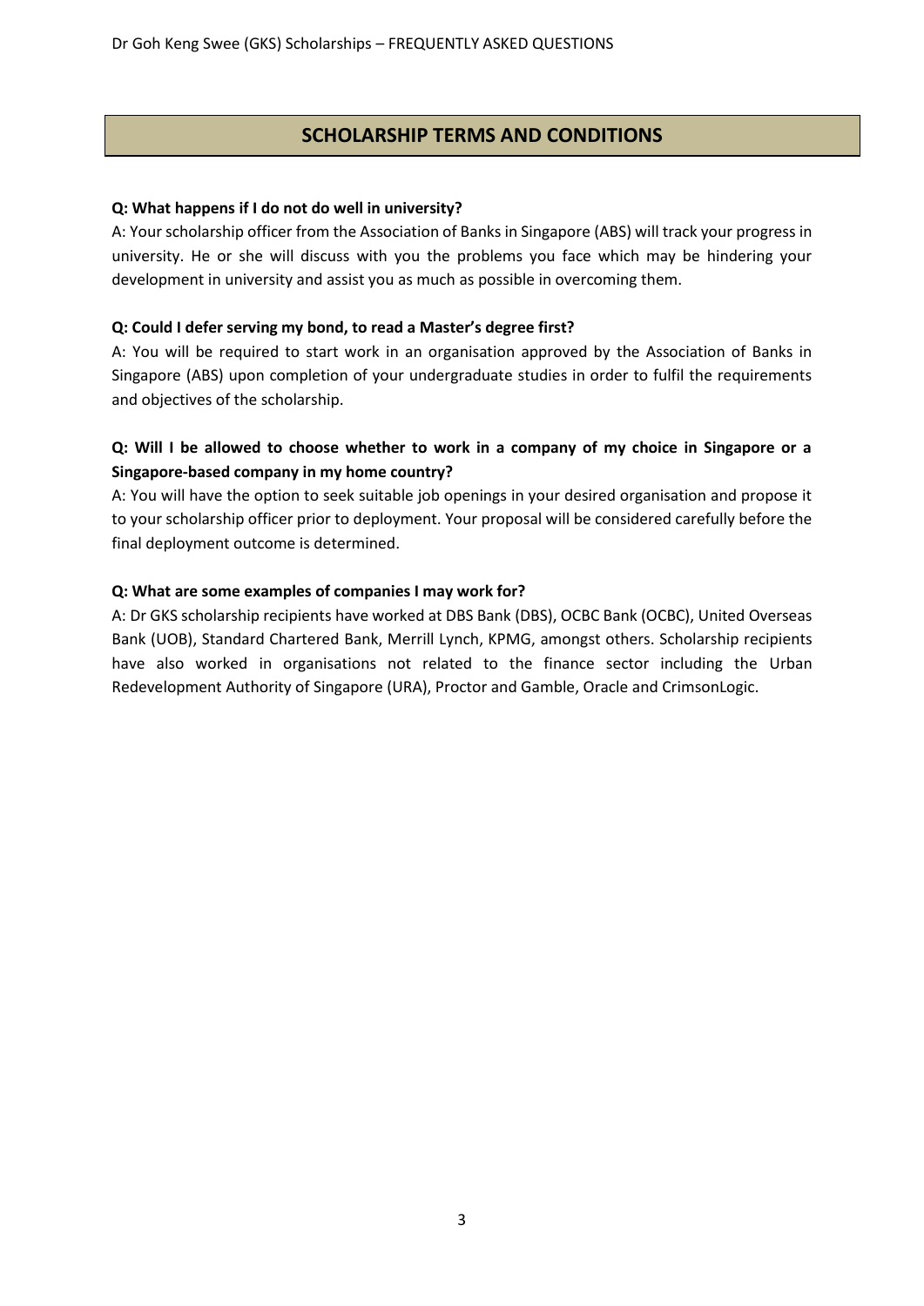## SCHOLARSHIP TERMS AND CONDITIONS

**Q: What happens if I do not do well in university?**

A: Your scholarship officer from the Association of Banks in Singapore (ABS) will track your progress in university. He or she will discuss with you the problems you face which may be hindering your development in university and assist you as much as possible in overcoming them.

**Q: Could I defer serving my bond, to read a Master's degree first?**

A: You will be required to start work in an organisation approved by the Association of Banks in Singapore (ABS) upon completion of your undergraduate studies in order to fulfil the requirements and objectives of the scholarship.

**Q: Will I be allowed to choose whether to work in a company of my choice in Singapore or a Singapore-based company in my home country?**

A: You will have the option to seek suitable job openings in your desired organisation and propose it to your scholarship officer prior to deployment. Your proposal will be considered carefully before the final deployment outcome is determined.

**Q: What are some examples of companies I may work for?**

A: Dr GKS scholarship recipients have worked at DBS Bank (DBS), OCBC Bank (OCBC), United Overseas Bank (UOB), Standard Chartered Bank, Merrill Lynch, KPMG, amongst others. Scholarship recipients have also worked in organisations not related to the finance sector including the Urban Redevelopment Authority of Singapore (URA), Proctor and Gamble, Oracle and CrimsonLogic.